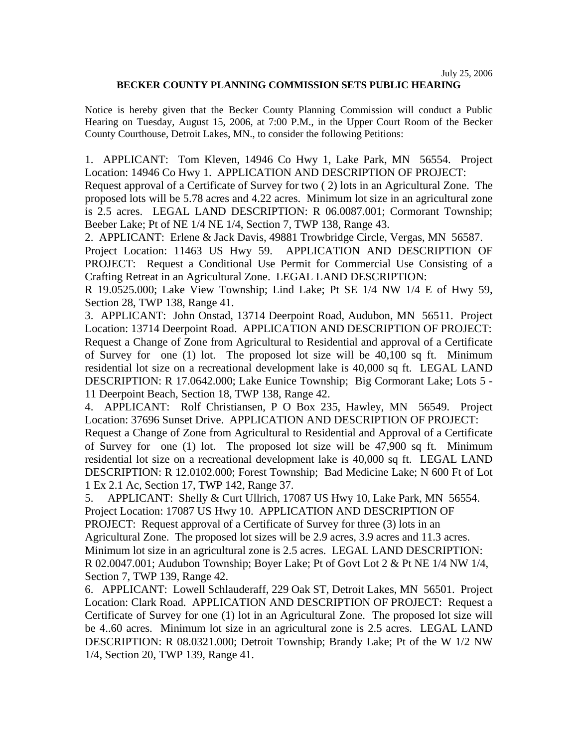July 25, 2006

**BECKER COUNTY PLANNING COMMISSION SETS PUBLIC HEARING**

Notice is hereby given that the Becker County Planning Commission will conduct a Public Hearing on Tuesday, August 15, 2006, at 7:00 P.M., in the Upper Court Room of the Becker County Courthouse, Detroit Lakes, MN., to consider the following Petitions:

1. APPLICANT: Tom Kleven, 14946 Co Hwy 1, Lake Park, MN 56554. Project Location: 14946 Co Hwy 1. APPLICATION AND DESCRIPTION OF PROJECT: Request approval of a Certificate of Survey for two ( 2) lots in an Agricultural Zone. The proposed lots will be 5.78 acres and 4.22 acres. Minimum lot size in an agricultural zone is 2.5 acres. LEGAL LAND DESCRIPTION: R 06.0087.001; Cormorant Township; Beeber Lake; Pt of NE 1/4 NE 1/4, Section 7, TWP 138, Range 43.

2. APPLICANT: Erlene & Jack Davis, 49881 Trowbridge Circle, Vergas, MN 56587. Project Location: 11463 US Hwy 59. APPLICATION AND DESCRIPTION OF PROJECT: Request a Conditional Use Permit for Commercial Use Consisting of a Crafting Retreat in an Agricultural Zone. LEGAL LAND DESCRIPTION: R 19.0525.000; Lake View Township; Lind Lake; Pt SE 1/4 NW 1/4 E of Hwy 59, Section 28, TWP 138, Range 41.

3. APPLICANT: John Onstad, 13714 Deerpoint Road, Audubon, MN 56511. Project Location: 13714 Deerpoint Road. APPLICATION AND DESCRIPTION OF PROJECT: Request a Change of Zone from Agricultural to Residential and approval of a Certificate of Survey for one (1) lot. The proposed lot size will be 40,100 sq ft. Minimum residential lot size on a recreational development lake is 40,000 sq ft. LEGAL LAND DESCRIPTION: R 17.0642.000; Lake Eunice Township; Big Cormorant Lake; Lots 5 - 11 Deerpoint Beach, Section 18, TWP 138, Range 42.

4. APPLICANT: Rolf Christiansen, P O Box 235, Hawley, MN 56549. Project Location: 37696 Sunset Drive. APPLICATION AND DESCRIPTION OF PROJECT: Request a Change of Zone from Agricultural to Residential and Approval of a Certificate of Survey for one (1) lot. The proposed lot size will be 47,900 sq ft. Minimum residential lot size on a recreational development lake is 40,000 sq ft. LEGAL LAND DESCRIPTION: R 12.0102.000; Forest Township; Bad Medicine Lake; N 600 Ft of Lot 1 Ex 2.1 Ac, Section 17, TWP 142, Range 37.

5. APPLICANT: Shelly & Curt Ullrich, 17087 US Hwy 10, Lake Park, MN 56554. Project Location: 17087 US Hwy 10. APPLICATION AND DESCRIPTION OF PROJECT: Request approval of a Certificate of Survey for three (3) lots in an Agricultural Zone. The proposed lot sizes will be 2.9 acres, 3.9 acres and 11.3 acres. Minimum lot size in an agricultural zone is 2.5 acres. LEGAL LAND DESCRIPTION: R 02.0047.001; Audubon Township; Boyer Lake; Pt of Govt Lot 2 & Pt NE 1/4 NW 1/4, Section 7, TWP 139, Range 42.

6. APPLICANT: Lowell Schlauderaff, 229 Oak ST, Detroit Lakes, MN 56501. Project Location: Clark Road. APPLICATION AND DESCRIPTION OF PROJECT: Request a Certificate of Survey for one (1) lot in an Agricultural Zone. The proposed lot size will be 4..60 acres. Minimum lot size in an agricultural zone is 2.5 acres. LEGAL LAND DESCRIPTION: R 08.0321.000; Detroit Township; Brandy Lake; Pt of the W 1/2 NW 1/4, Section 20, TWP 139, Range 41.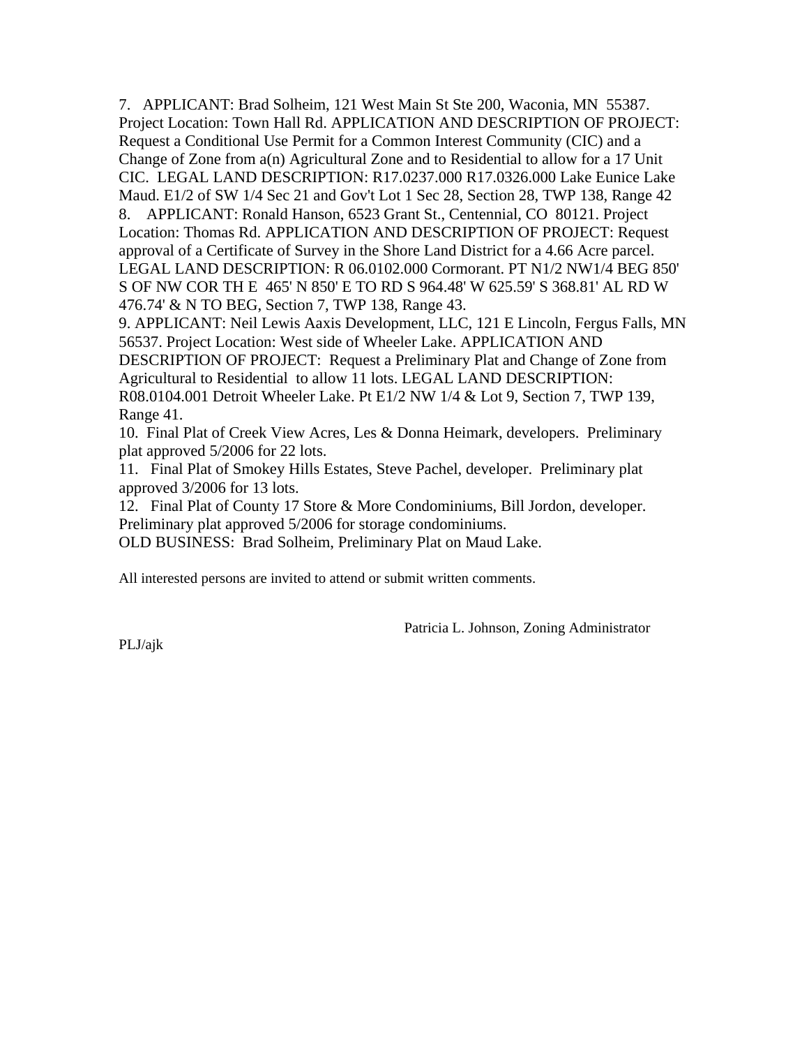7. APPLICANT: Brad Solheim, 121 West Main St Ste 200, Waconia, MN 55387. Project Location: Town Hall Rd. APPLICATION AND DESCRIPTION OF PROJECT: Request a Conditional Use Permit for a Common Interest Community (CIC) and a Change of Zone from a(n) Agricultural Zone and to Residential to allow for a 17 Unit CIC. LEGAL LAND DESCRIPTION: R17.0237.000 R17.0326.000 Lake Eunice Lake Maud. E1/2 of SW 1/4 Sec 21 and Gov't Lot 1 Sec 28, Section 28, TWP 138, Range 42

8. APPLICANT: Ronald Hanson, 6523 Grant St., Centennial, CO 80121. Project Location: Thomas Rd. APPLICATION AND DESCRIPTION OF PROJECT: Request approval of a Certificate of Survey in the Shore Land District for a 4.66 Acre parcel. LEGAL LAND DESCRIPTION: R 06.0102.000 Cormorant. PT N1/2 NW1/4 BEG 850' S OF NW COR TH E 465' N 850' E TO RD S 964.48' W 625.59' S 368.81' AL RD W 476.74' & N TO BEG, Section 7, TWP 138, Range 43.

9. APPLICANT: Neil Lewis Aaxis Development, LLC, 121 E Lincoln, Fergus Falls, MN 56537. Project Location: West side of Wheeler Lake. APPLICATION AND DESCRIPTION OF PROJECT: Request a Preliminary Plat and Change of Zone from Agricultural to Residential to allow 11 lots. LEGAL LAND DESCRIPTION: R08.0104.001 Detroit Wheeler Lake. Pt E1/2 NW 1/4 & Lot 9, Section 7, TWP 139, Range 41.

10. Final Plat of Creek View Acres, Les & Donna Heimark, developers. Preliminary plat approved 5/2006 for 22 lots.

11. Final Plat of Smokey Hills Estates, Steve Pachel, developer. Preliminary plat approved 3/2006 for 13 lots.

12. Final Plat of County 17 Store & More Condominiums, Bill Jordon, developer. Preliminary plat approved 5/2006 for storage condominiums.

OLD BUSINESS: Brad Solheim, Preliminary Plat on Maud Lake.

All interested persons are invited to attend or submit written comments.

Patricia L. Johnson, Zoning Administrator

PLJ/ajk